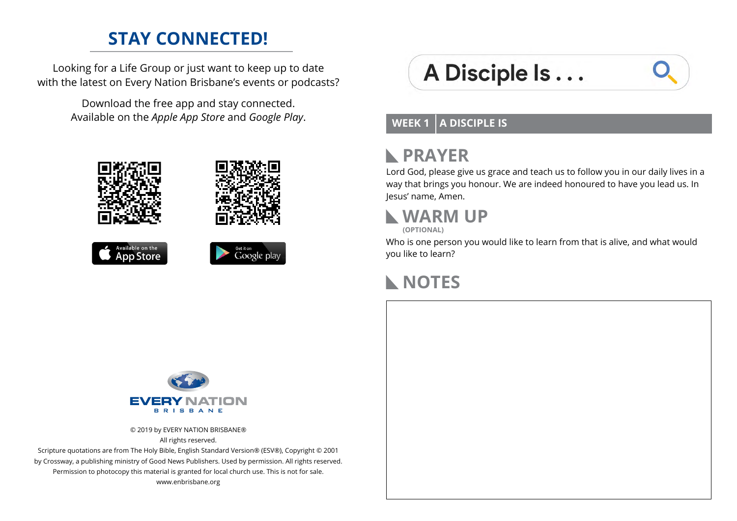## STAY CONNECTED!

Looking for a Life Group or just want to keep up to date with the latest on Every Nation Brisbane's events or podcasts?

Download the free app and stay connected.
Available on the *Apple App Store* and *Google Play*.

Available on the App Store

Get it on Google play

EVERY NATION
BRISBANE

© 2019 by EVERY NATION BRISBANE®
All rights reserved.
Scripture quotations are from The Holy Bible, English Standard Version® (ESV®), Copyright © 2001 by Crossway, a publishing ministry of Good News Publishers. Used by permission. All rights reserved.
Permission to photocopy this material is granted for local church use. This is not for sale.
www.enbrisbane.org

# A Disciple Is . . .

**WEEK 1 | A DISCIPLE IS**

## PRAYER

Lord God, please give us grace and teach us to follow you in our daily lives in a way that brings you honour. We are indeed honoured to have you lead us. In Jesus' name, Amen.

## WARM UP

**(OPTIONAL)**

Who is one person you would like to learn from that is alive, and what would you like to learn?

## NOTES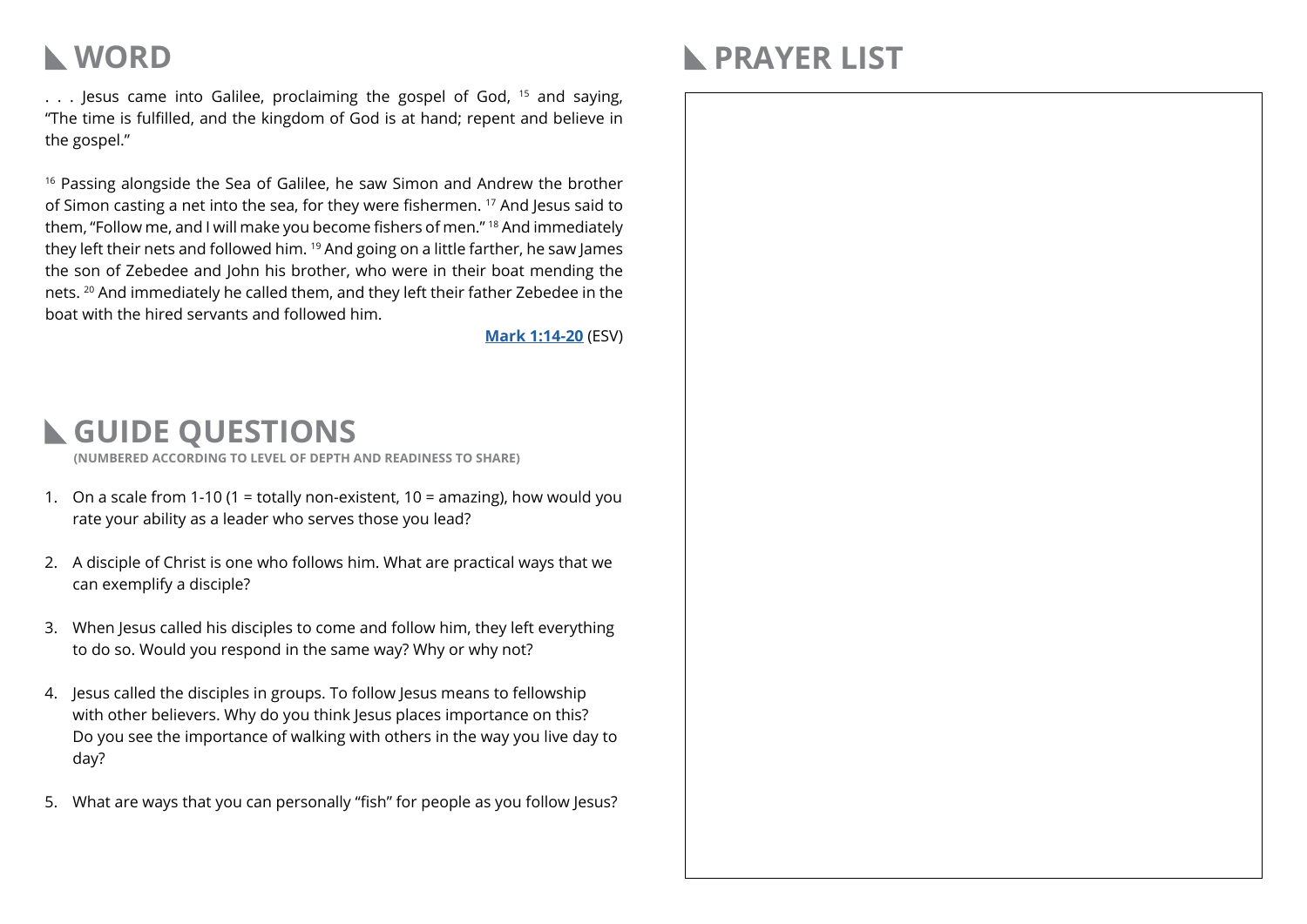## WORD

. . . Jesus came into Galilee, proclaiming the gospel of God, [15] and saying, "The time is fulfilled, and the kingdom of God is at hand; repent and believe in the gospel."

[16] Passing alongside the Sea of Galilee, he saw Simon and Andrew the brother of Simon casting a net into the sea, for they were fishermen. [17] And Jesus said to them, "Follow me, and I will make you become fishers of men." [18] And immediately they left their nets and followed him. [19] And going on a little farther, he saw James the son of Zebedee and John his brother, who were in their boat mending the nets. [20] And immediately he called them, and they left their father Zebedee in the boat with the hired servants and followed him.

**Mark 1:14-20** (ESV)

## GUIDE QUESTIONS

**(NUMBERED ACCORDING TO LEVEL OF DEPTH AND READINESS TO SHARE)**

1. On a scale from 1-10 (1 = totally non-existent, 10 = amazing), how would you rate your ability as a leader who serves those you lead?

2. A disciple of Christ is one who follows him. What are practical ways that we can exemplify a disciple?

3. When Jesus called his disciples to come and follow him, they left everything to do so. Would you respond in the same way? Why or why not?

4. Jesus called the disciples in groups. To follow Jesus means to fellowship with other believers. Why do you think Jesus places importance on this? Do you see the importance of walking with others in the way you live day to day?

5. What are ways that you can personally "fish" for people as you follow Jesus?

## PRAYER LIST